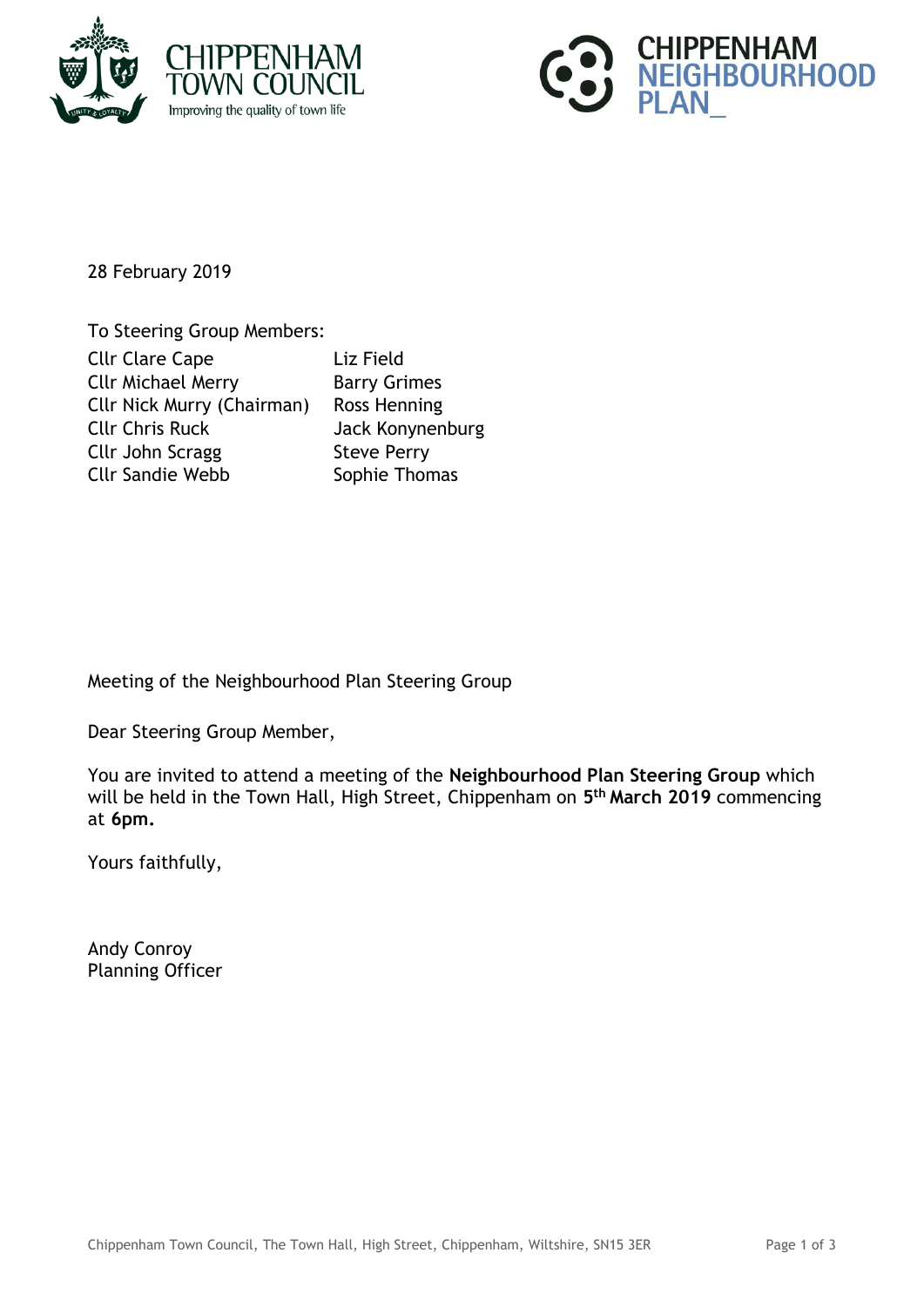CHIPPENHAM TOWN COUNCIL
Improving the quality of town life

CHIPPENHAM NEIGHBOURHOOD PLAN_

28 February 2019

To Steering Group Members:

| | |
|---|---|
| Cllr Clare Cape | Liz Field |
| Cllr Michael Merry | Barry Grimes |
| Cllr Nick Murry (Chairman) | Ross Henning |
| Cllr Chris Ruck | Jack Konynenburg |
| Cllr John Scragg | Steve Perry |
| Cllr Sandie Webb | Sophie Thomas |

Meeting of the Neighbourhood Plan Steering Group

Dear Steering Group Member,

You are invited to attend a meeting of the **Neighbourhood Plan Steering Group** which will be held in the Town Hall, High Street, Chippenham on **5th March 2019** commencing at **6pm.**

Yours faithfully,

Andy Conroy
Planning Officer

Chippenham Town Council, The Town Hall, High Street, Chippenham, Wiltshire, SN15 3ER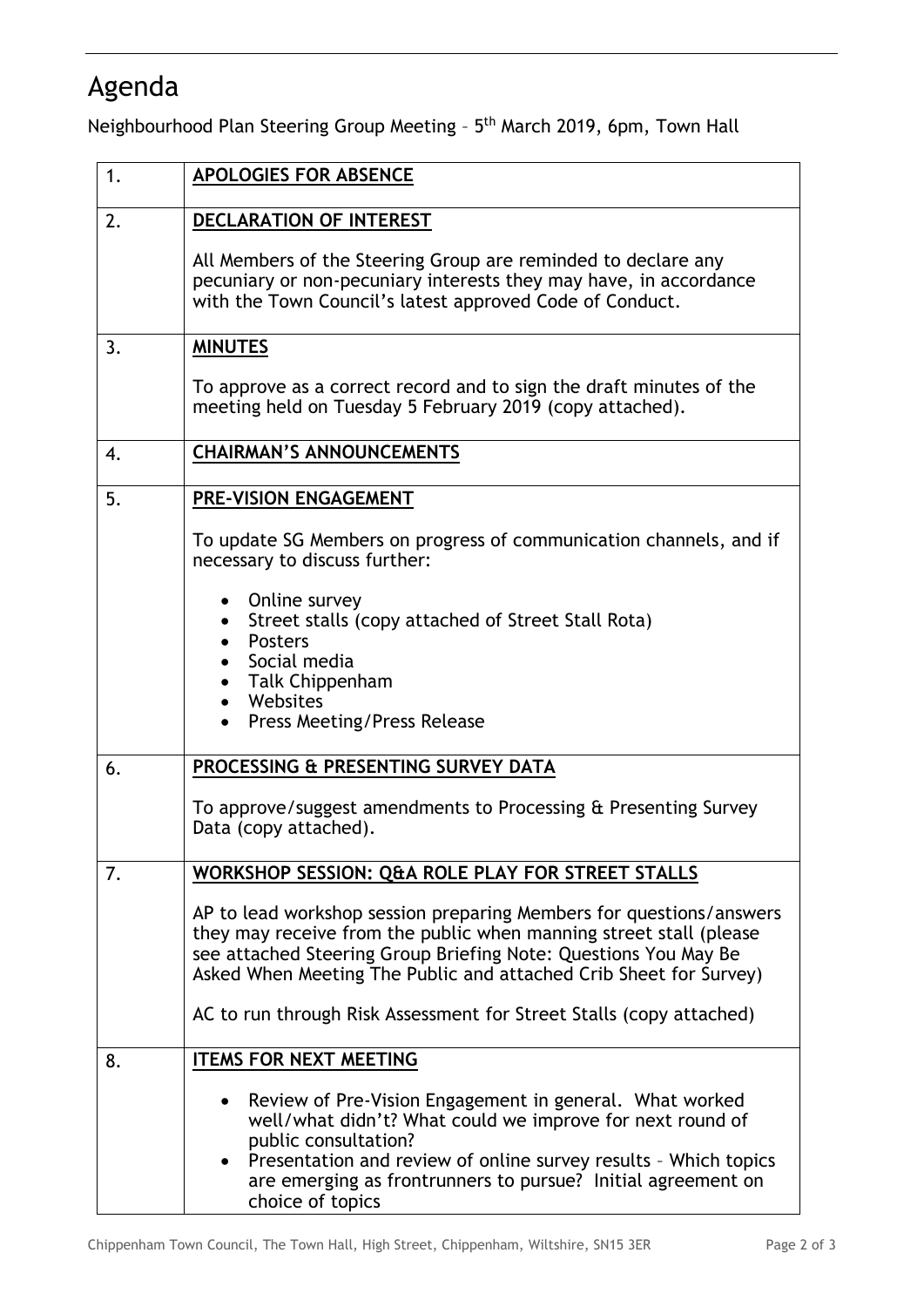# Agenda

Neighbourhood Plan Steering Group Meeting – 5th March 2019, 6pm, Town Hall

| | |
|---|---|
| 1. | **APOLOGIES FOR ABSENCE** |
| 2. | **DECLARATION OF INTEREST**<br><br>All Members of the Steering Group are reminded to declare any pecuniary or non-pecuniary interests they may have, in accordance with the Town Council's latest approved Code of Conduct. |
| 3. | **MINUTES**<br><br>To approve as a correct record and to sign the draft minutes of the meeting held on Tuesday 5 February 2019 (copy attached). |
| 4. | **CHAIRMAN'S ANNOUNCEMENTS** |
| 5. | **PRE-VISION ENGAGEMENT**<br><br>To update SG Members on progress of communication channels, and if necessary to discuss further:<br><br>• Online survey<br>• Street stalls (copy attached of Street Stall Rota)<br>• Posters<br>• Social media<br>• Talk Chippenham<br>• Websites<br>• Press Meeting/Press Release |
| 6. | **PROCESSING & PRESENTING SURVEY DATA**<br><br>To approve/suggest amendments to Processing & Presenting Survey Data (copy attached). |
| 7. | **WORKSHOP SESSION: Q&A ROLE PLAY FOR STREET STALLS**<br><br>AP to lead workshop session preparing Members for questions/answers they may receive from the public when manning street stall (please see attached Steering Group Briefing Note: Questions You May Be Asked When Meeting The Public and attached Crib Sheet for Survey)<br><br>AC to run through Risk Assessment for Street Stalls (copy attached) |
| 8. | **ITEMS FOR NEXT MEETING**<br><br>• Review of Pre-Vision Engagement in general. What worked well/what didn't? What could we improve for next round of public consultation?<br>• Presentation and review of online survey results – Which topics are emerging as frontrunners to pursue? Initial agreement on choice of topics |

Chippenham Town Council, The Town Hall, High Street, Chippenham, Wiltshire, SN15 3ER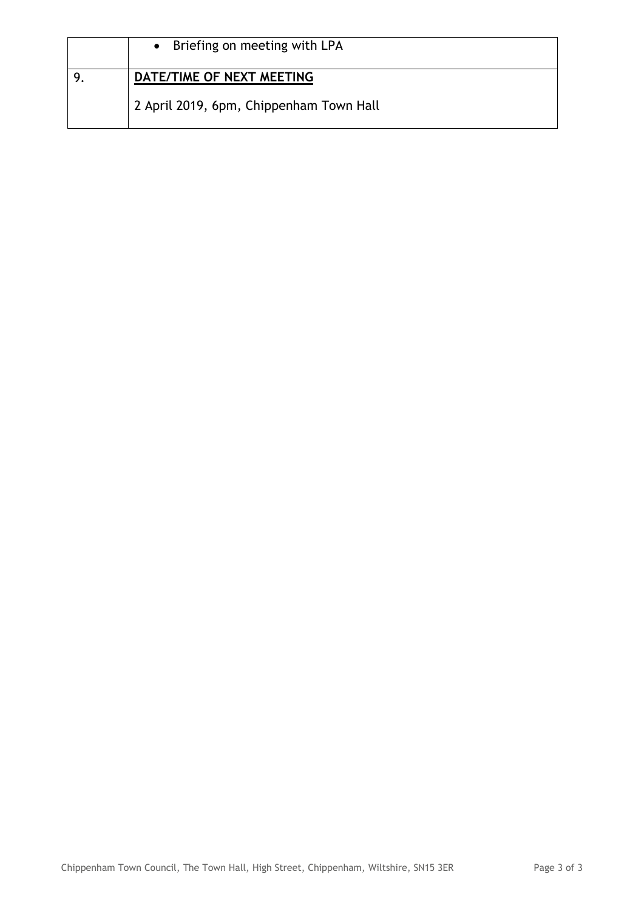| | |
|---|---|
| | • Briefing on meeting with LPA |
| 9. | **DATE/TIME OF NEXT MEETING**<br><br>2 April 2019, 6pm, Chippenham Town Hall |